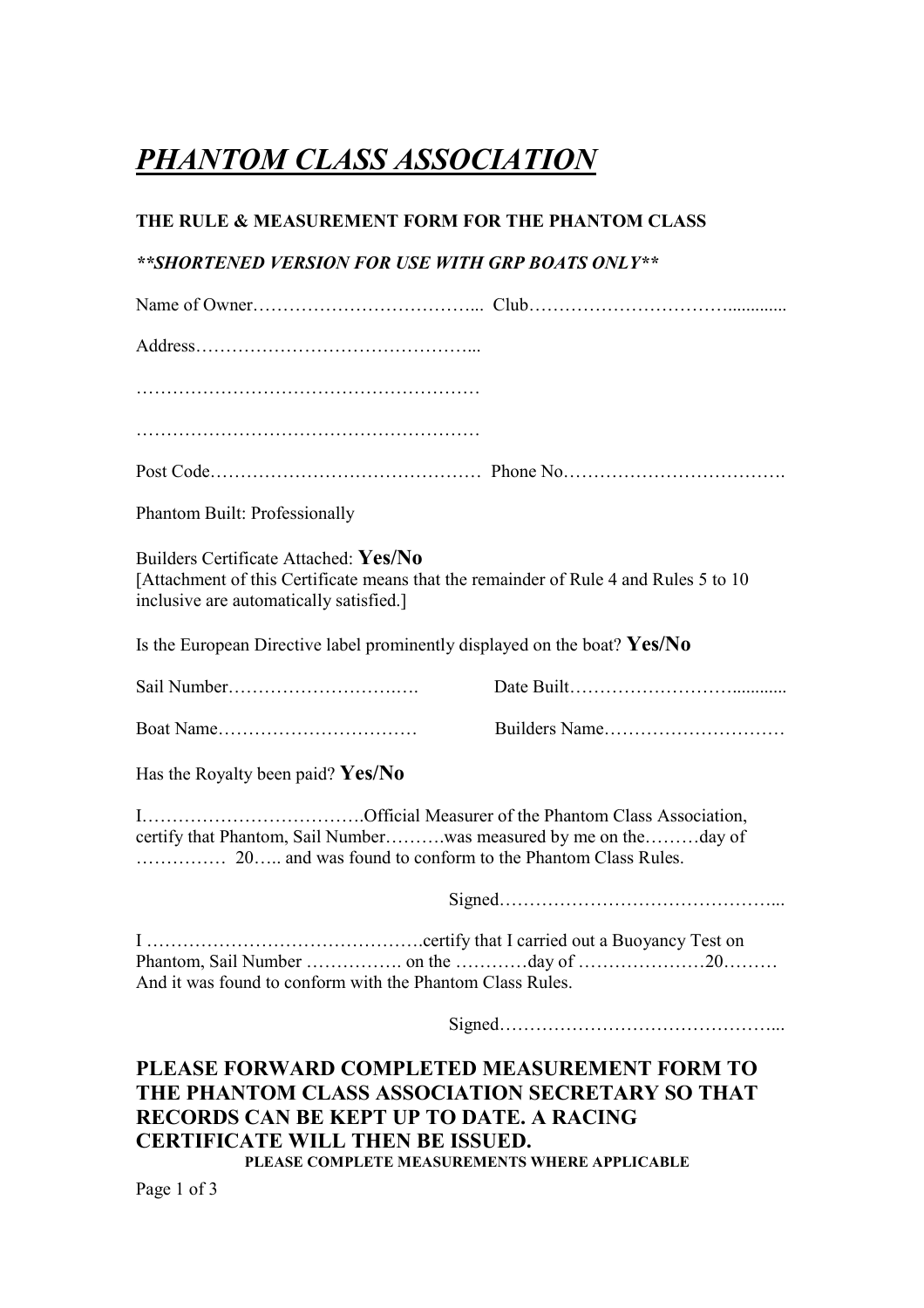# ***PHANTOM CLASS ASSOCIATION***

**THE RULE & MEASUREMENT FORM FOR THE PHANTOM CLASS**

***\*\*SHORTENED VERSION FOR USE WITH GRP BOATS ONLY\*\****

Name of Owner……………………………….... Club…………………………….............

Address………………………………………...

…………………………………………………

…………………………………………………

Post Code……………………………………… Phone No……………………………….

Phantom Built: Professionally

Builders Certificate Attached: **Yes/No**
[Attachment of this Certificate means that the remainder of Rule 4 and Rules 5 to 10 inclusive are automatically satisfied.]

Is the European Directive label prominently displayed on the boat? **Yes/No**

Sail Number…………………….……. Date Built…………………….............

Boat Name…………………………… Builders Name…………………………

Has the Royalty been paid? **Yes/No**

I……………………………….Official Measurer of the Phantom Class Association, certify that Phantom, Sail Number……….was measured by me on the………day of …………… 20….. and was found to conform to the Phantom Class Rules.

Signed………………………………………...

I ……………………………………….certify that I carried out a Buoyancy Test on Phantom, Sail Number ……………. on the …………day of …………………20……… And it was found to conform with the Phantom Class Rules.

Signed………………………………………...

## PLEASE FORWARD COMPLETED MEASUREMENT FORM TO THE PHANTOM CLASS ASSOCIATION SECRETARY SO THAT RECORDS CAN BE KEPT UP TO DATE. A RACING CERTIFICATE WILL THEN BE ISSUED.

**PLEASE COMPLETE MEASUREMENTS WHERE APPLICABLE**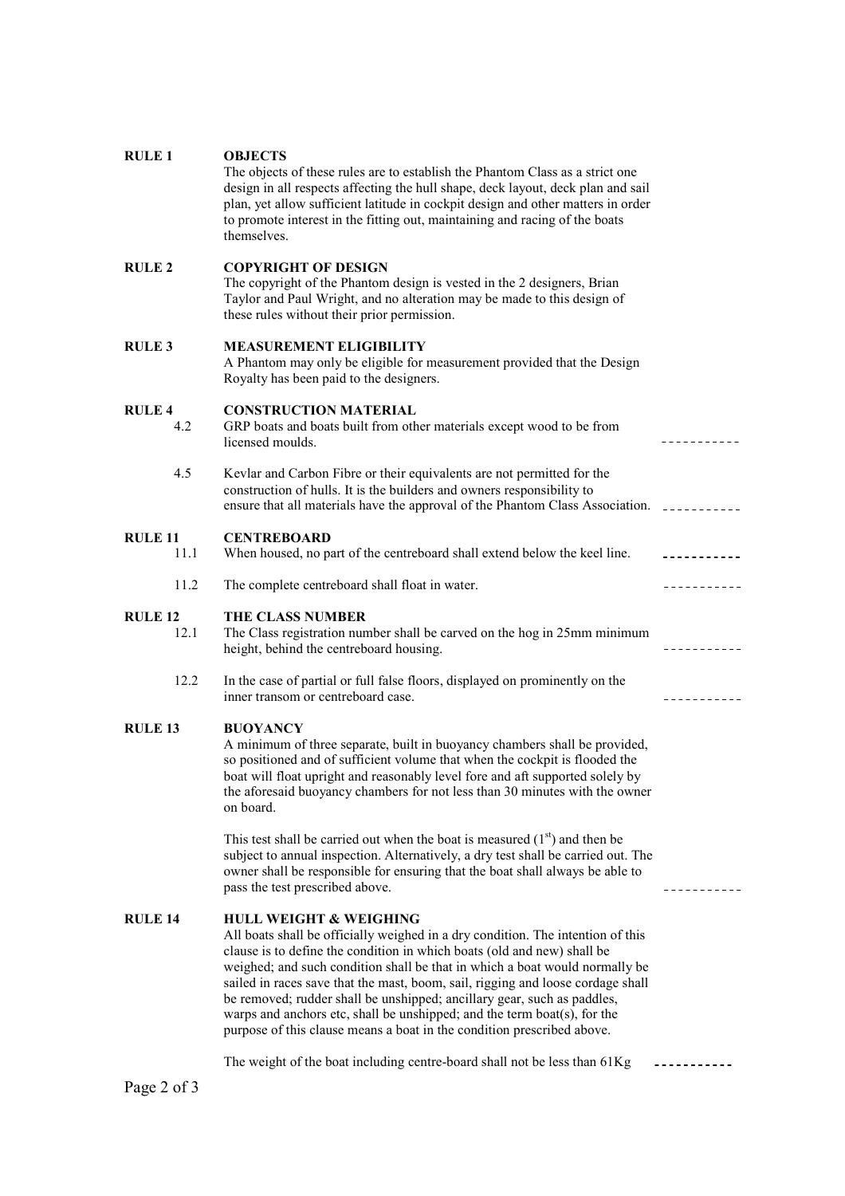**RULE 1 OBJECTS**

The objects of these rules are to establish the Phantom Class as a strict one design in all respects affecting the hull shape, deck layout, deck plan and sail plan, yet allow sufficient latitude in cockpit design and other matters in order to promote interest in the fitting out, maintaining and racing of the boats themselves.

**RULE 2 COPYRIGHT OF DESIGN**

The copyright of the Phantom design is vested in the 2 designers, Brian Taylor and Paul Wright, and no alteration may be made to this design of these rules without their prior permission.

**RULE 3 MEASUREMENT ELIGIBILITY**

A Phantom may only be eligible for measurement provided that the Design Royalty has been paid to the designers.

**RULE 4 CONSTRUCTION MATERIAL**

4.2 GRP boats and boats built from other materials except wood to be from licensed moulds. -----------

4.5 Kevlar and Carbon Fibre or their equivalents are not permitted for the construction of hulls. It is the builders and owners responsibility to ensure that all materials have the approval of the Phantom Class Association. -----------

**RULE 11 CENTREBOARD**

11.1 When housed, no part of the centreboard shall extend below the keel line. -----------

11.2 The complete centreboard shall float in water. -----------

**RULE 12 THE CLASS NUMBER**

12.1 The Class registration number shall be carved on the hog in 25mm minimum height, behind the centreboard housing. -----------

12.2 In the case of partial or full false floors, displayed on prominently on the inner transom or centreboard case. -----------

**RULE 13 BUOYANCY**

A minimum of three separate, built in buoyancy chambers shall be provided, so positioned and of sufficient volume that when the cockpit is flooded the boat will float upright and reasonably level fore and aft supported solely by the aforesaid buoyancy chambers for not less than 30 minutes with the owner on board.

This test shall be carried out when the boat is measured ($1^{st}$) and then be subject to annual inspection. Alternatively, a dry test shall be carried out. The owner shall be responsible for ensuring that the boat shall always be able to pass the test prescribed above. -----------

**RULE 14 HULL WEIGHT & WEIGHING**

All boats shall be officially weighed in a dry condition. The intention of this clause is to define the condition in which boats (old and new) shall be weighed; and such condition shall be that in which a boat would normally be sailed in races save that the mast, boom, sail, rigging and loose cordage shall be removed; rudder shall be unshipped; ancillary gear, such as paddles, warps and anchors etc, shall be unshipped; and the term boat(s), for the purpose of this clause means a boat in the condition prescribed above.

The weight of the boat including centre-board shall not be less than 61Kg -----------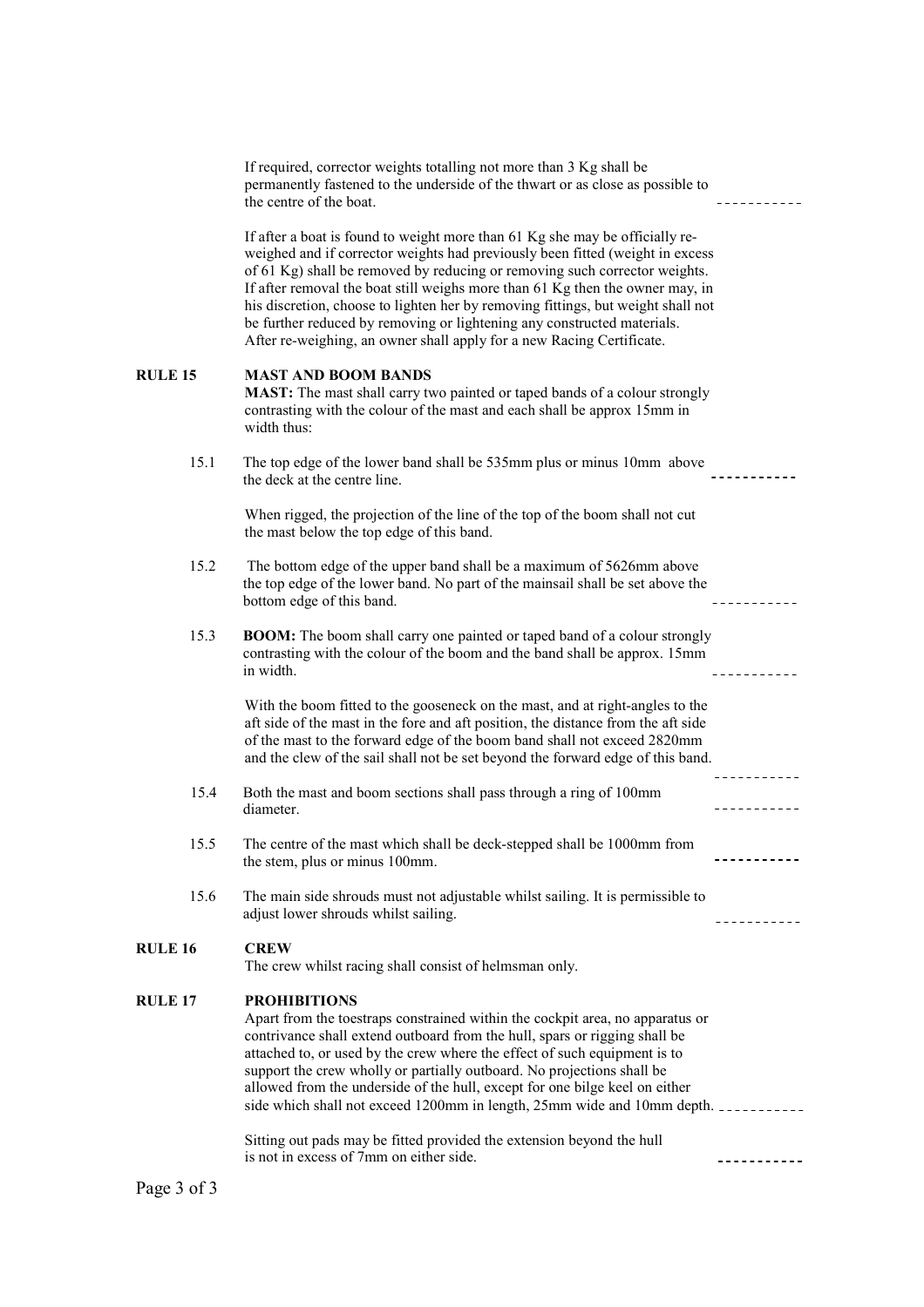If required, corrector weights totalling not more than 3 Kg shall be permanently fastened to the underside of the thwart or as close as possible to the centre of the boat.

If after a boat is found to weight more than 61 Kg she may be officially re-weighed and if corrector weights had previously been fitted (weight in excess of 61 Kg) shall be removed by reducing or removing such corrector weights. If after removal the boat still weighs more than 61 Kg then the owner may, in his discretion, choose to lighten her by removing fittings, but weight shall not be further reduced by removing or lightening any constructed materials. After re-weighing, an owner shall apply for a new Racing Certificate.

## RULE 15 MAST AND BOOM BANDS

**MAST:** The mast shall carry two painted or taped bands of a colour strongly contrasting with the colour of the mast and each shall be approx 15mm in width thus:

15.1 The top edge of the lower band shall be 535mm plus or minus 10mm above the deck at the centre line.

When rigged, the projection of the line of the top of the boom shall not cut the mast below the top edge of this band.

15.2 The bottom edge of the upper band shall be a maximum of 5626mm above the top edge of the lower band. No part of the mainsail shall be set above the bottom edge of this band.

15.3 **BOOM:** The boom shall carry one painted or taped band of a colour strongly contrasting with the colour of the boom and the band shall be approx. 15mm in width.

With the boom fitted to the gooseneck on the mast, and at right-angles to the aft side of the mast in the fore and aft position, the distance from the aft side of the mast to the forward edge of the boom band shall not exceed 2820mm and the clew of the sail shall not be set beyond the forward edge of this band.

15.4 Both the mast and boom sections shall pass through a ring of 100mm diameter.

15.5 The centre of the mast which shall be deck-stepped shall be 1000mm from the stem, plus or minus 100mm.

15.6 The main side shrouds must not adjustable whilst sailing. It is permissible to adjust lower shrouds whilst sailing.

## RULE 16 CREW

The crew whilst racing shall consist of helmsman only.

## RULE 17 PROHIBITIONS

Apart from the toestraps constrained within the cockpit area, no apparatus or contrivance shall extend outboard from the hull, spars or rigging shall be attached to, or used by the crew where the effect of such equipment is to support the crew wholly or partially outboard. No projections shall be allowed from the underside of the hull, except for one bilge keel on either side which shall not exceed 1200mm in length, 25mm wide and 10mm depth.

Sitting out pads may be fitted provided the extension beyond the hull is not in excess of 7mm on either side.